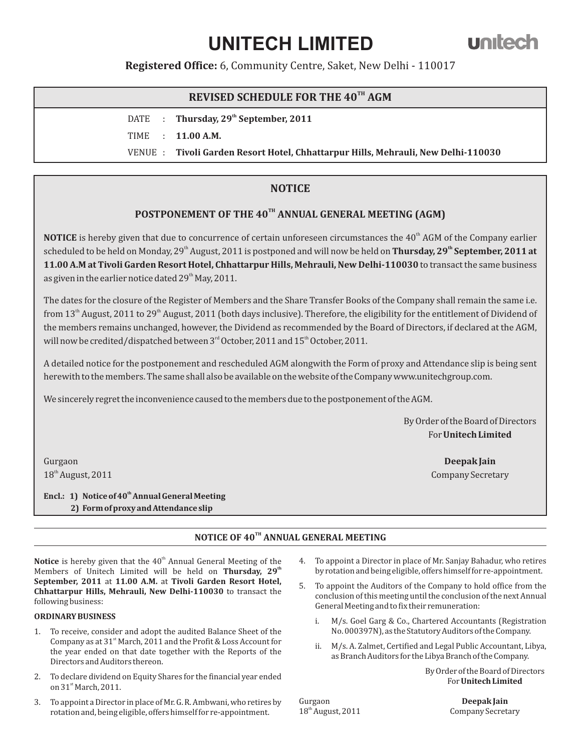# UNITECH LIMITED

unitech

**Registered Office:** 6, Community Centre, Saket, New Delhi - 110017

## REVISED SCHEDULE FOR THE 40TH AGM

DATE : **Thursday, 29th September, 2011**

TIME : **11.00 A.M.**

VENUE : **Tivoli Garden Resort Hotel, Chhattarpur Hills, Mehrauli, New Delhi-110030**

## NOTICE

### POSTPONEMENT OF THE 40TH ANNUAL GENERAL MEETING (AGM)

**NOTICE** is hereby given that due to concurrence of certain unforeseen circumstances the 40th AGM of the Company earlier scheduled to be held on Monday, 29th August, 2011 is postponed and will now be held on **Thursday, 29th September, 2011 at 11.00 A.M at Tivoli Garden Resort Hotel, Chhattarpur Hills, Mehrauli, New Delhi-110030** to transact the same business as given in the earlier notice dated 29th May, 2011.

The dates for the closure of the Register of Members and the Share Transfer Books of the Company shall remain the same i.e. from 13th August, 2011 to 29th August, 2011 (both days inclusive). Therefore, the eligibility for the entitlement of Dividend of the members remains unchanged, however, the Dividend as recommended by the Board of Directors, if declared at the AGM, will now be credited/dispatched between 3rd October, 2011 and 15th October, 2011.

A detailed notice for the postponement and rescheduled AGM alongwith the Form of proxy and Attendance slip is being sent herewith to the members. The same shall also be available on the website of the Company www.unitechgroup.com.

We sincerely regret the inconvenience caused to the members due to the postponement of the AGM.

By Order of the Board of Directors
For **Unitech Limited**

Gurgaon
18th August, 2011

**Deepak Jain**
Company Secretary

**Encl.: 1) Notice of 40th Annual General Meeting**
**2) Form of proxy and Attendance slip**

## NOTICE OF 40TH ANNUAL GENERAL MEETING

**Notice** is hereby given that the 40th Annual General Meeting of the Members of Unitech Limited will be held on **Thursday, 29th September, 2011** at **11.00 A.M.** at **Tivoli Garden Resort Hotel, Chhattarpur Hills, Mehrauli, New Delhi-110030** to transact the following business:

**ORDINARY BUSINESS**

1. To receive, consider and adopt the audited Balance Sheet of the Company as at 31st March, 2011 and the Profit & Loss Account for the year ended on that date together with the Reports of the Directors and Auditors thereon.
2. To declare dividend on Equity Shares for the financial year ended on 31st March, 2011.
3. To appoint a Director in place of Mr. G. R. Ambwani, who retires by rotation and, being eligible, offers himself for re-appointment.
4. To appoint a Director in place of Mr. Sanjay Bahadur, who retires by rotation and being eligible, offers himself for re-appointment.
5. To appoint the Auditors of the Company to hold office from the conclusion of this meeting until the conclusion of the next Annual General Meeting and to fix their remuneration:
   1. M/s. Goel Garg & Co., Chartered Accountants (Registration No. 000397N), as the Statutory Auditors of the Company.
   2. M/s. A. Zalmet, Certified and Legal Public Accountant, Libya, as Branch Auditors for the Libya Branch of the Company.

By Order of the Board of Directors
For **Unitech Limited**

Gurgaon
18th August, 2011

**Deepak Jain**
Company Secretary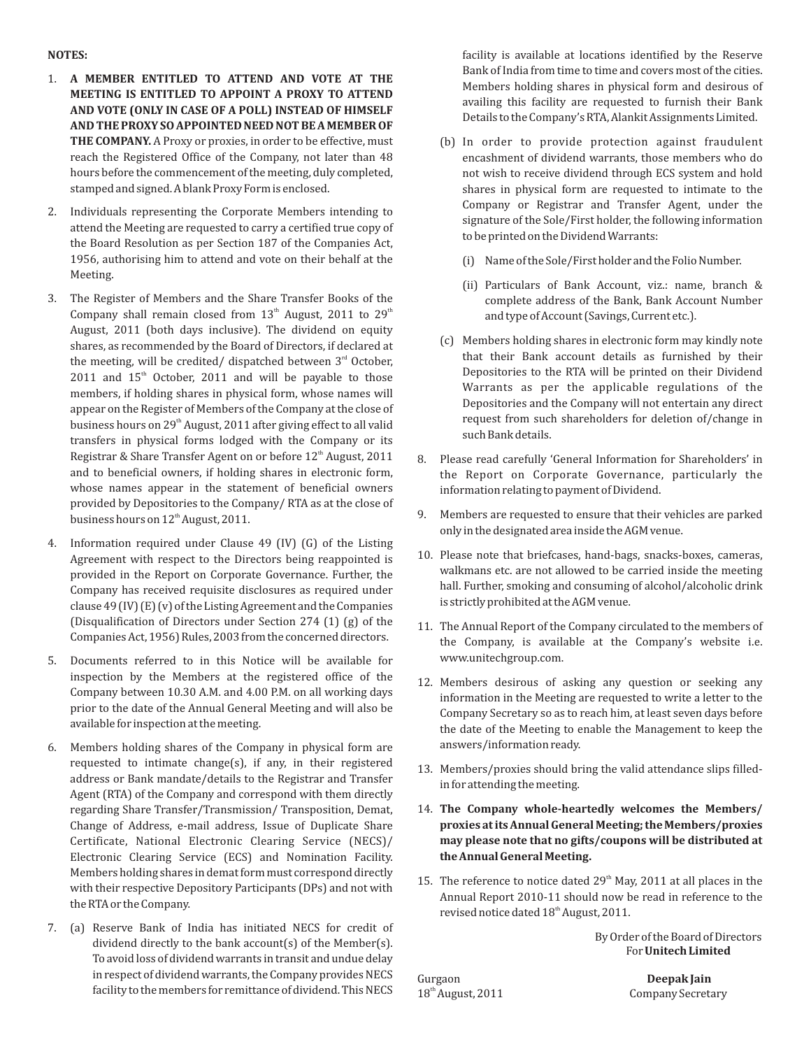**NOTES:**

1. **A MEMBER ENTITLED TO ATTEND AND VOTE AT THE MEETING IS ENTITLED TO APPOINT A PROXY TO ATTEND AND VOTE (ONLY IN CASE OF A POLL) INSTEAD OF HIMSELF AND THE PROXY SO APPOINTED NEED NOT BE A MEMBER OF THE COMPANY.** A Proxy or proxies, in order to be effective, must reach the Registered Office of the Company, not later than 48 hours before the commencement of the meeting, duly completed, stamped and signed. A blank Proxy Form is enclosed.

2. Individuals representing the Corporate Members intending to attend the Meeting are requested to carry a certified true copy of the Board Resolution as per Section 187 of the Companies Act, 1956, authorising him to attend and vote on their behalf at the Meeting.

3. The Register of Members and the Share Transfer Books of the Company shall remain closed from 13th August, 2011 to 29th August, 2011 (both days inclusive). The dividend on equity shares, as recommended by the Board of Directors, if declared at the meeting, will be credited/ dispatched between 3rd October, 2011 and 15th October, 2011 and will be payable to those members, if holding shares in physical form, whose names will appear on the Register of Members of the Company at the close of business hours on 29th August, 2011 after giving effect to all valid transfers in physical forms lodged with the Company or its Registrar & Share Transfer Agent on or before 12th August, 2011 and to beneficial owners, if holding shares in electronic form, whose names appear in the statement of beneficial owners provided by Depositories to the Company/ RTA as at the close of business hours on 12th August, 2011.

4. Information required under Clause 49 (IV) (G) of the Listing Agreement with respect to the Directors being reappointed is provided in the Report on Corporate Governance. Further, the Company has received requisite disclosures as required under clause 49 (IV) (E) (v) of the Listing Agreement and the Companies (Disqualification of Directors under Section 274 (1) (g) of the Companies Act, 1956) Rules, 2003 from the concerned directors.

5. Documents referred to in this Notice will be available for inspection by the Members at the registered office of the Company between 10.30 A.M. and 4.00 P.M. on all working days prior to the date of the Annual General Meeting and will also be available for inspection at the meeting.

6. Members holding shares of the Company in physical form are requested to intimate change(s), if any, in their registered address or Bank mandate/details to the Registrar and Transfer Agent (RTA) of the Company and correspond with them directly regarding Share Transfer/Transmission/ Transposition, Demat, Change of Address, e-mail address, Issue of Duplicate Share Certificate, National Electronic Clearing Service (NECS)/ Electronic Clearing Service (ECS) and Nomination Facility. Members holding shares in demat form must correspond directly with their respective Depository Participants (DPs) and not with the RTA or the Company.

7. (a) Reserve Bank of India has initiated NECS for credit of dividend directly to the bank account(s) of the Member(s). To avoid loss of dividend warrants in transit and undue delay in respect of dividend warrants, the Company provides NECS facility to the members for remittance of dividend. This NECS facility is available at locations identified by the Reserve Bank of India from time to time and covers most of the cities. Members holding shares in physical form and desirous of availing this facility are requested to furnish their Bank Details to the Company's RTA, Alankit Assignments Limited.

   (b) In order to provide protection against fraudulent encashment of dividend warrants, those members who do not wish to receive dividend through ECS system and hold shares in physical form are requested to intimate to the Company or Registrar and Transfer Agent, under the signature of the Sole/First holder, the following information to be printed on the Dividend Warrants:

      (i) Name of the Sole/First holder and the Folio Number.

      (ii) Particulars of Bank Account, viz.: name, branch & complete address of the Bank, Bank Account Number and type of Account (Savings, Current etc.).

   (c) Members holding shares in electronic form may kindly note that their Bank account details as furnished by their Depositories to the RTA will be printed on their Dividend Warrants as per the applicable regulations of the Depositories and the Company will not entertain any direct request from such shareholders for deletion of/change in such Bank details.

8. Please read carefully 'General Information for Shareholders' in the Report on Corporate Governance, particularly the information relating to payment of Dividend.

9. Members are requested to ensure that their vehicles are parked only in the designated area inside the AGM venue.

10. Please note that briefcases, hand-bags, snacks-boxes, cameras, walkmans etc. are not allowed to be carried inside the meeting hall. Further, smoking and consuming of alcohol/alcoholic drink is strictly prohibited at the AGM venue.

11. The Annual Report of the Company circulated to the members of the Company, is available at the Company's website i.e. www.unitechgroup.com.

12. Members desirous of asking any question or seeking any information in the Meeting are requested to write a letter to the Company Secretary so as to reach him, at least seven days before the date of the Meeting to enable the Management to keep the answers/information ready.

13. Members/proxies should bring the valid attendance slips filled-in for attending the meeting.

14. **The Company whole-heartedly welcomes the Members/ proxies at its Annual General Meeting; the Members/proxies may please note that no gifts/coupons will be distributed at the Annual General Meeting.**

15. The reference to notice dated 29th May, 2011 at all places in the Annual Report 2010-11 should now be read in reference to the revised notice dated 18th August, 2011.

By Order of the Board of Directors
For **Unitech Limited**

Gurgaon
18th August, 2011

**Deepak Jain**
Company Secretary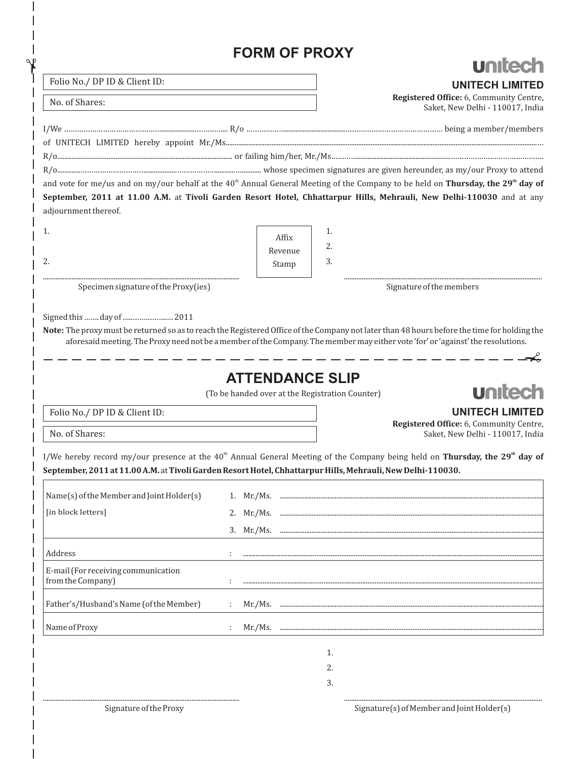# FORM OF PROXY

**UNITECH LIMITED**

**Registered Office:** 6, Community Centre, Saket, New Delhi - 110017, India

| |
|---|
| Folio No./ DP ID & Client ID: |
| No. of Shares: |

I/We ................................................ R/o ................................................ being a member/members of UNITECH LIMITED hereby appoint Mr./Ms................................................ R/o................................................ or failing him/her, Mr./Ms................................................ R/o................................................ whose specimen signatures are given hereunder, as my/our Proxy to attend and vote for me/us and on my/our behalf at the 40th Annual General Meeting of the Company to be held on **Thursday, the 29th day of September, 2011 at 11.00 A.M.** at **Tivoli Garden Resort Hotel, Chhattarpur Hills, Mehrauli, New Delhi-110030** and at any adjournment thereof.

1.

2.

................................................
Specimen signature of the Proxy(ies)

Affix Revenue Stamp

1.
2.
3.

................................................
Signature of the members

Signed this ....... day of ...................... 2011

**Note:** The proxy must be returned so as to reach the Registered Office of the Company not later than 48 hours before the time for holding the aforesaid meeting. The Proxy need not be a member of the Company. The member may either vote 'for' or 'against' the resolutions.

---

# ATTENDANCE SLIP

(To be handed over at the Registration Counter)

**UNITECH LIMITED**

**Registered Office:** 6, Community Centre, Saket, New Delhi - 110017, India

| |
|---|
| Folio No./ DP ID & Client ID: |
| No. of Shares: |

I/We hereby record my/our presence at the 40th Annual General Meeting of the Company being held on **Thursday, the 29th day of September, 2011 at 11.00 A.M.** at **Tivoli Garden Resort Hotel, Chhattarpur Hills, Mehrauli, New Delhi-110030.**

| | | |
|---|---|---|
| Name(s) of the Member and Joint Holder(s) [in block letters] | 1. Mr./Ms. | ................................................ |
| | 2. Mr./Ms. | ................................................ |
| | 3. Mr./Ms. | ................................................ |
| Address | : | ................................................ |
| E-mail (For receiving communication from the Company) | : | ................................................ |
| Father's/Husband's Name (of the Member) | : Mr./Ms. | ................................................ |
| Name of Proxy | : Mr./Ms. | ................................................ |

................................................
Signature of the Proxy

1.
2.
3.

................................................
Signature(s) of Member and Joint Holder(s)